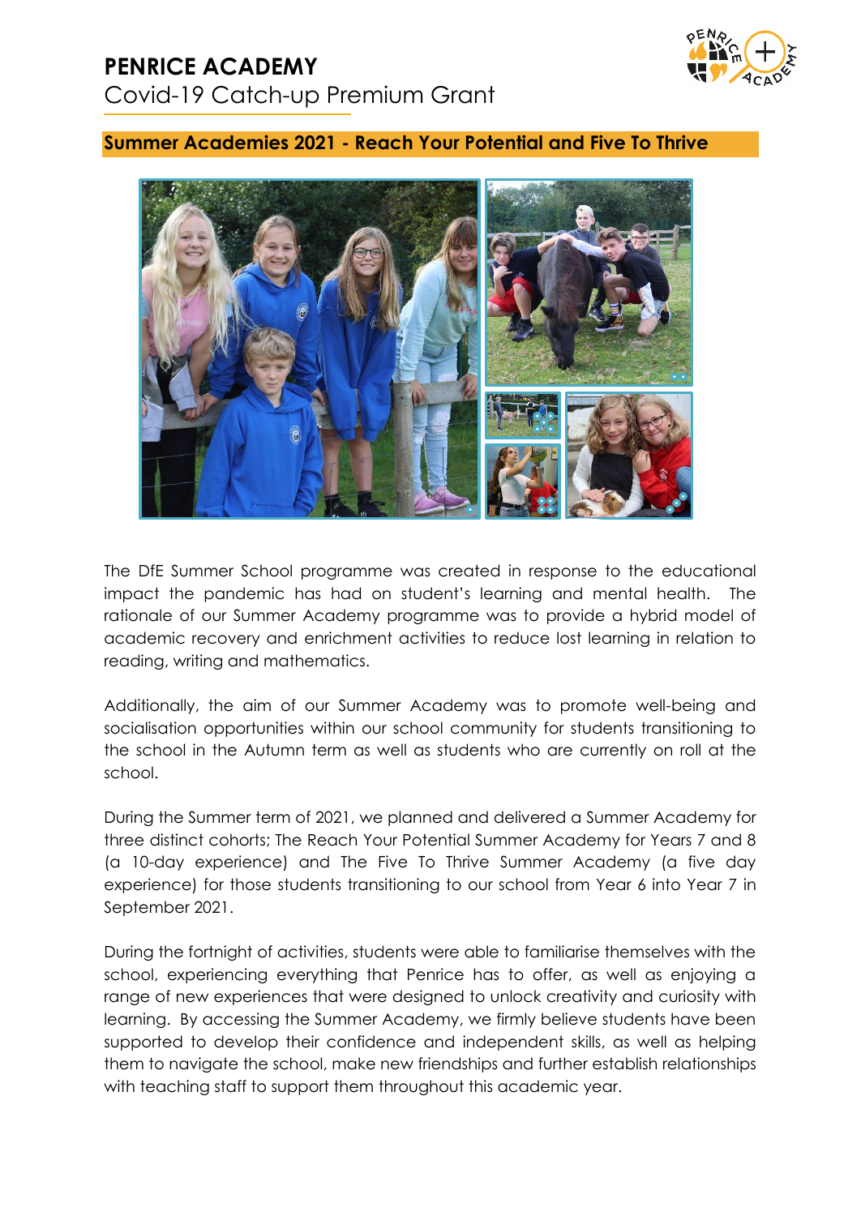# PENRICE ACADEMY

Covid-19 Catch-up Premium Grant

## Summer Academies 2021 - Reach Your Potential and Five To Thrive

The DfE Summer School programme was created in response to the educational impact the pandemic has had on student's learning and mental health. The rationale of our Summer Academy programme was to provide a hybrid model of academic recovery and enrichment activities to reduce lost learning in relation to reading, writing and mathematics.

Additionally, the aim of our Summer Academy was to promote well-being and socialisation opportunities within our school community for students transitioning to the school in the Autumn term as well as students who are currently on roll at the school.

During the Summer term of 2021, we planned and delivered a Summer Academy for three distinct cohorts; The Reach Your Potential Summer Academy for Years 7 and 8 (a 10-day experience) and The Five To Thrive Summer Academy (a five day experience) for those students transitioning to our school from Year 6 into Year 7 in September 2021.

During the fortnight of activities, students were able to familiarise themselves with the school, experiencing everything that Penrice has to offer, as well as enjoying a range of new experiences that were designed to unlock creativity and curiosity with learning. By accessing the Summer Academy, we firmly believe students have been supported to develop their confidence and independent skills, as well as helping them to navigate the school, make new friendships and further establish relationships with teaching staff to support them throughout this academic year.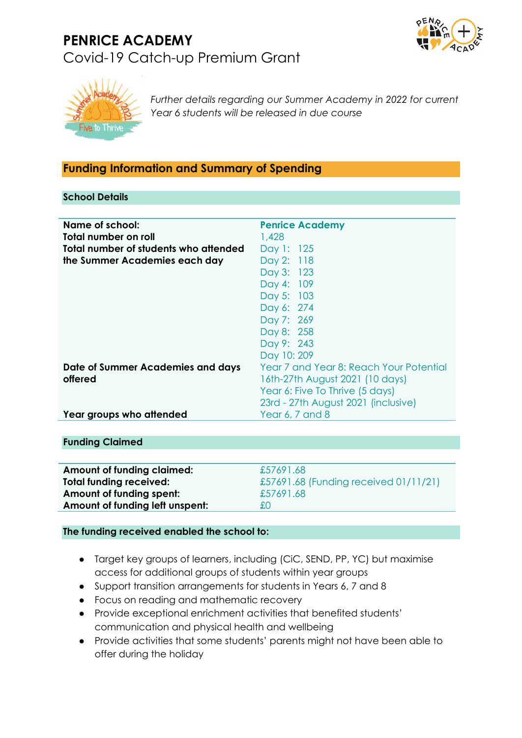# PENRICE ACADEMY

## Covid-19 Catch-up Premium Grant

*Further details regarding our Summer Academy in 2022 for current Year 6 students will be released in due course*

## Funding Information and Summary of Spending

### School Details

| | |
|---|---|
| **Name of school:** | **Penrice Academy** |
| **Total number on roll** | 1,428 |
| **Total number of students who attended the Summer Academies each day** | Day 1: 125<br>Day 2: 118<br>Day 3: 123<br>Day 4: 109<br>Day 5: 103<br>Day 6: 274<br>Day 7: 269<br>Day 8: 258<br>Day 9: 243<br>Day 10: 209 |
| **Date of Summer Academies and days offered** | Year 7 and Year 8: Reach Your Potential<br>16th-27th August 2021 (10 days)<br>Year 6: Five To Thrive (5 days)<br>23rd - 27th August 2021 (inclusive) |
| **Year groups who attended** | Year 6, 7 and 8 |

### Funding Claimed

| | |
|---|---|
| **Amount of funding claimed:** | £57691.68 |
| **Total funding received:** | £57691.68 (Funding received 01/11/21) |
| **Amount of funding spent:** | £57691.68 |
| **Amount of funding left unspent:** | £0 |

### The funding received enabled the school to:

- Target key groups of learners, including (CiC, SEND, PP, YC) but maximise access for additional groups of students within year groups
- Support transition arrangements for students in Years 6, 7 and 8
- Focus on reading and mathematic recovery
- Provide exceptional enrichment activities that benefited students' communication and physical health and wellbeing
- Provide activities that some students' parents might not have been able to offer during the holiday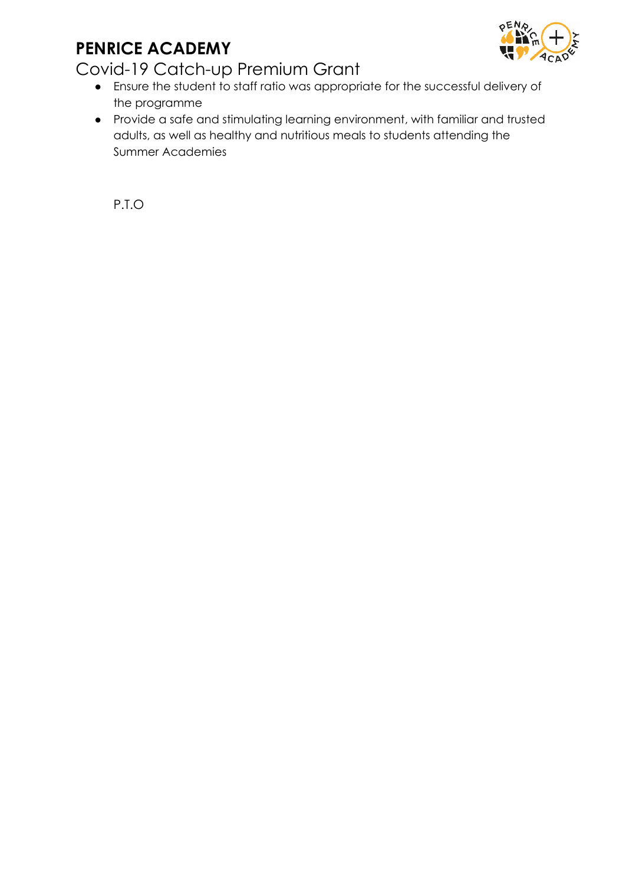- Ensure the student to staff ratio was appropriate for the successful delivery of the programme
- Provide a safe and stimulating learning environment, with familiar and trusted adults, as well as healthy and nutritious meals to students attending the Summer Academies

P.T.O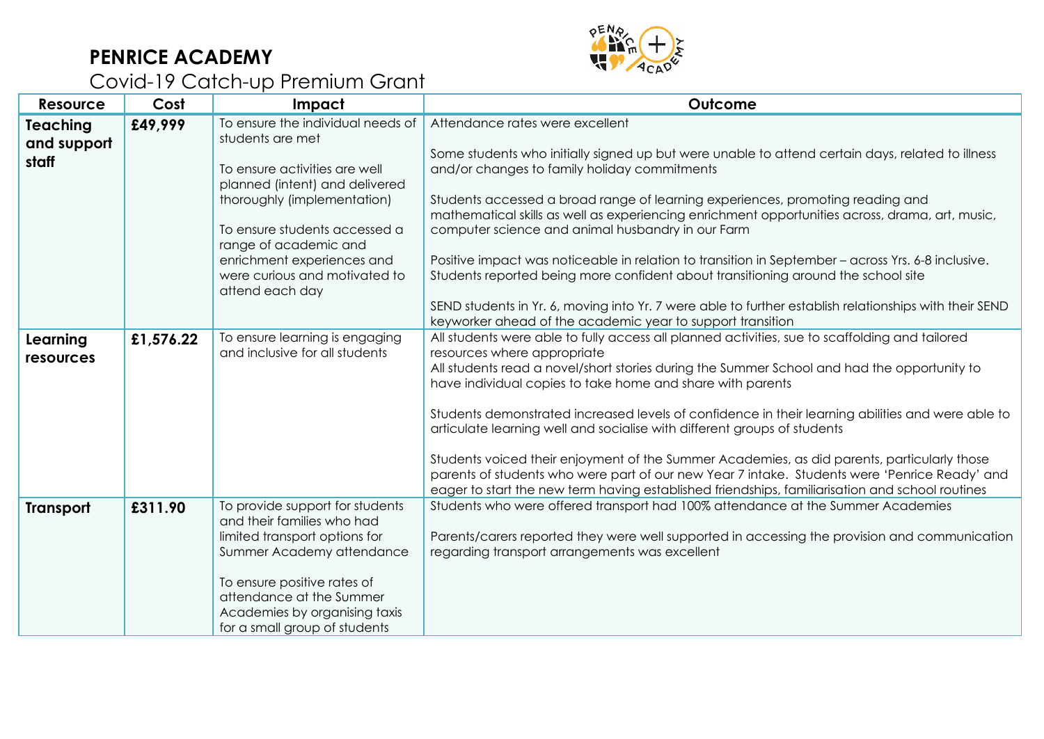# PENRICE ACADEMY

## Covid-19 Catch-up Premium Grant

| Resource | Cost | Impact | Outcome |
|---|---|---|---|
| **Teaching and support staff** | **£49,999** | To ensure the individual needs of students are met<br><br>To ensure activities are well planned (intent) and delivered thoroughly (implementation)<br><br>To ensure students accessed a range of academic and enrichment experiences and were curious and motivated to attend each day | Attendance rates were excellent<br><br>Some students who initially signed up but were unable to attend certain days, related to illness and/or changes to family holiday commitments<br><br>Students accessed a broad range of learning experiences, promoting reading and mathematical skills as well as experiencing enrichment opportunities across, drama, art, music, computer science and animal husbandry in our Farm<br><br>Positive impact was noticeable in relation to transition in September – across Yrs. 6-8 inclusive. Students reported being more confident about transitioning around the school site<br><br>SEND students in Yr. 6, moving into Yr. 7 were able to further establish relationships with their SEND keyworker ahead of the academic year to support transition |
| **Learning resources** | **£1,576.22** | To ensure learning is engaging and inclusive for all students | All students were able to fully access all planned activities, sue to scaffolding and tailored resources where appropriate<br>All students read a novel/short stories during the Summer School and had the opportunity to have individual copies to take home and share with parents<br><br>Students demonstrated increased levels of confidence in their learning abilities and were able to articulate learning well and socialise with different groups of students<br><br>Students voiced their enjoyment of the Summer Academies, as did parents, particularly those parents of students who were part of our new Year 7 intake. Students were 'Penrice Ready' and eager to start the new term having established friendships, familiarisation and school routines |
| **Transport** | **£311.90** | To provide support for students and their families who had limited transport options for Summer Academy attendance<br><br>To ensure positive rates of attendance at the Summer Academies by organising taxis for a small group of students | Students who were offered transport had 100% attendance at the Summer Academies<br><br>Parents/carers reported they were well supported in accessing the provision and communication regarding transport arrangements was excellent |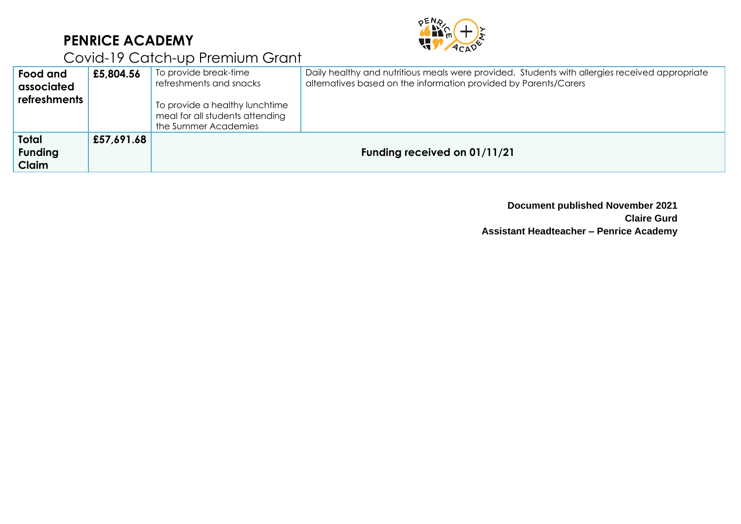**PENRICE ACADEMY**

Covid-19 Catch-up Premium Grant

| | | | |
|---|---|---|---|
| **Food and associated refreshments** | **£5,804.56** | To provide break-time refreshments and snacks<br><br>To provide a healthy lunchtime meal for all students attending the Summer Academies | Daily healthy and nutritious meals were provided. Students with allergies received appropriate alternatives based on the information provided by Parents/Carers |
| **Total Funding Claim** | **£57,691.68** | **Funding received on 01/11/21** | |

**Document published November 2021**
**Claire Gurd**
**Assistant Headteacher – Penrice Academy**